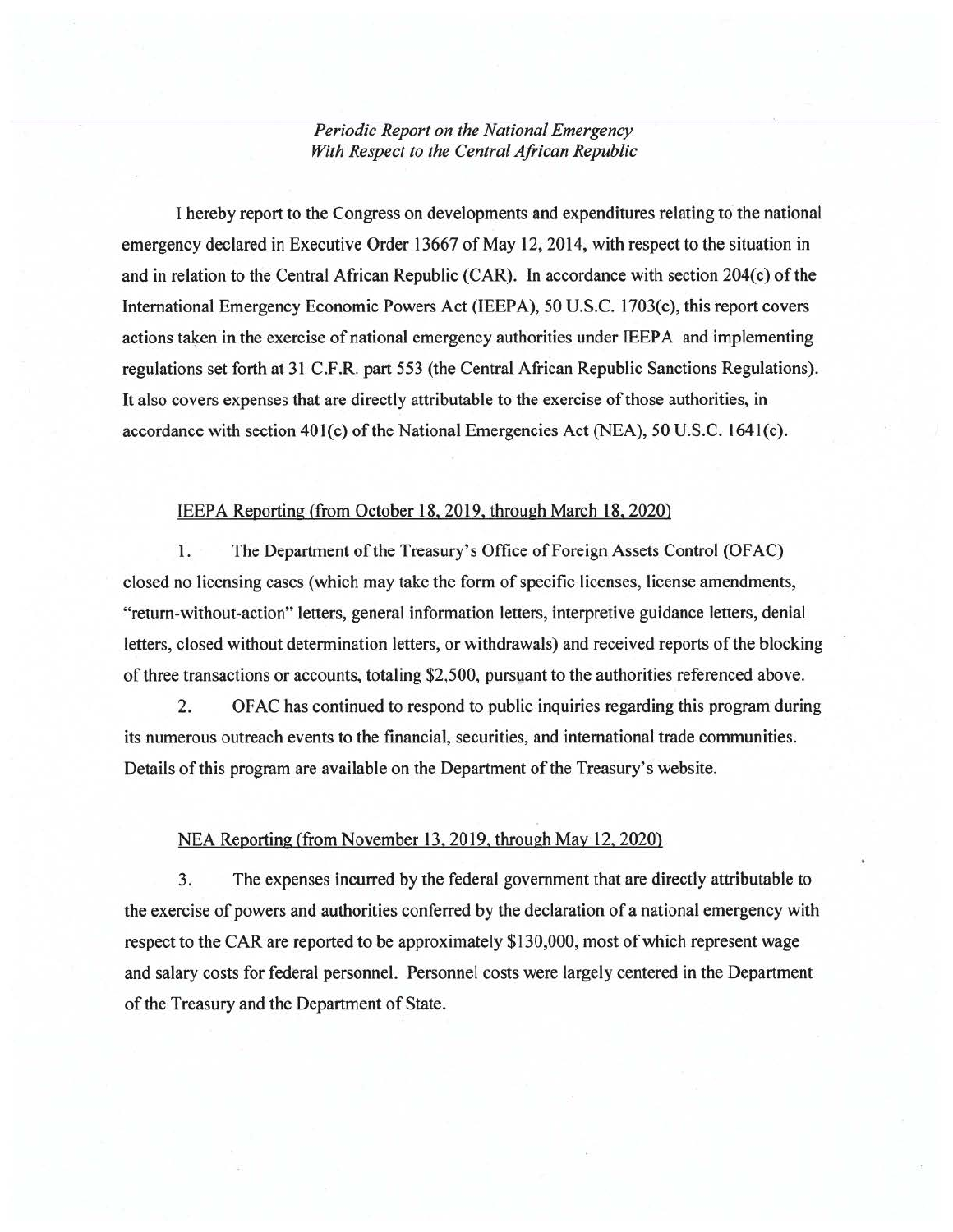*Periodic Report on the National Emergency*
*With Respect to the Central African Republic*

I hereby report to the Congress on developments and expenditures relating to the national emergency declared in Executive Order 13667 of May 12, 2014, with respect to the situation in and in relation to the Central African Republic (CAR). In accordance with section 204(c) of the International Emergency Economic Powers Act (IEEPA), 50 U.S.C. 1703(c), this report covers actions taken in the exercise of national emergency authorities under IEEPA and implementing regulations set forth at 31 C.F.R. part 553 (the Central African Republic Sanctions Regulations). It also covers expenses that are directly attributable to the exercise of those authorities, in accordance with section 401(c) of the National Emergencies Act (NEA), 50 U.S.C. 1641(c).

<u>IEEPA Reporting (from October 18, 2019, through March 18, 2020)</u>

1. The Department of the Treasury's Office of Foreign Assets Control (OFAC) closed no licensing cases (which may take the form of specific licenses, license amendments, "return-without-action" letters, general information letters, interpretive guidance letters, denial letters, closed without determination letters, or withdrawals) and received reports of the blocking of three transactions or accounts, totaling $2,500, pursuant to the authorities referenced above.

2. OFAC has continued to respond to public inquiries regarding this program during its numerous outreach events to the financial, securities, and international trade communities. Details of this program are available on the Department of the Treasury's website.

<u>NEA Reporting (from November 13, 2019, through May 12, 2020)</u>

3. The expenses incurred by the federal government that are directly attributable to the exercise of powers and authorities conferred by the declaration of a national emergency with respect to the CAR are reported to be approximately $130,000, most of which represent wage and salary costs for federal personnel. Personnel costs were largely centered in the Department of the Treasury and the Department of State.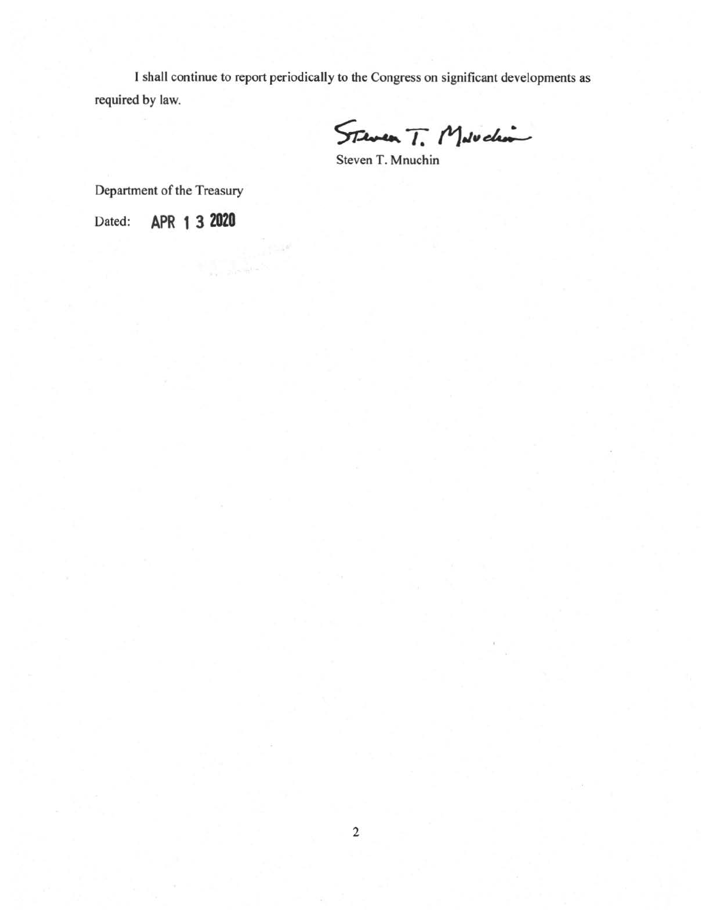I shall continue to report periodically to the Congress on significant developments as required by law.

Steven T. Mnuchin

Department of the Treasury

Dated: **APR 1 3 2020**